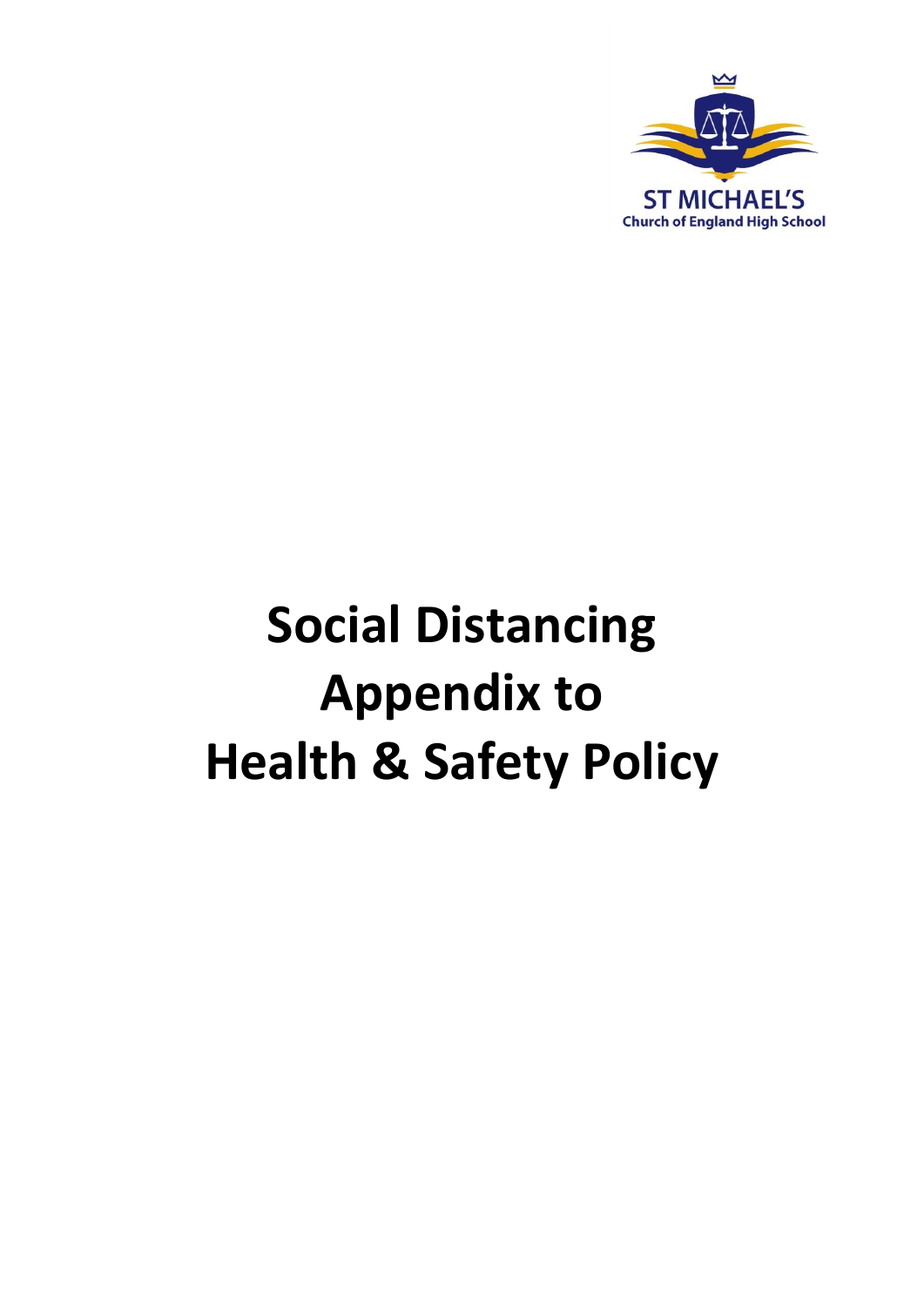ST MICHAEL'S
Church of England High School

# Social Distancing Appendix to Health & Safety Policy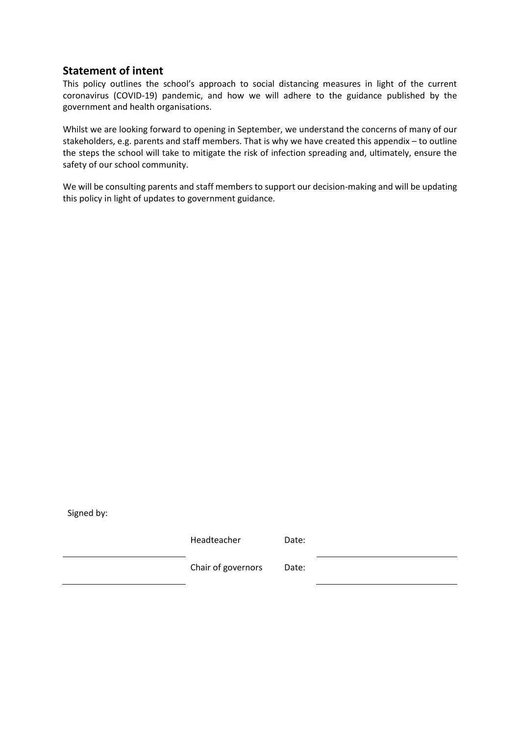## Statement of intent

This policy outlines the school's approach to social distancing measures in light of the current coronavirus (COVID-19) pandemic, and how we will adhere to the guidance published by the government and health organisations.

Whilst we are looking forward to opening in September, we understand the concerns of many of our stakeholders, e.g. parents and staff members. That is why we have created this appendix – to outline the steps the school will take to mitigate the risk of infection spreading and, ultimately, ensure the safety of our school community.

We will be consulting parents and staff members to support our decision-making and will be updating this policy in light of updates to government guidance.

Signed by:

| | | | |
|---|---|---|---|
| ______________________ | Headteacher | Date: | ______________________ |
| ______________________ | Chair of governors | Date: | ______________________ |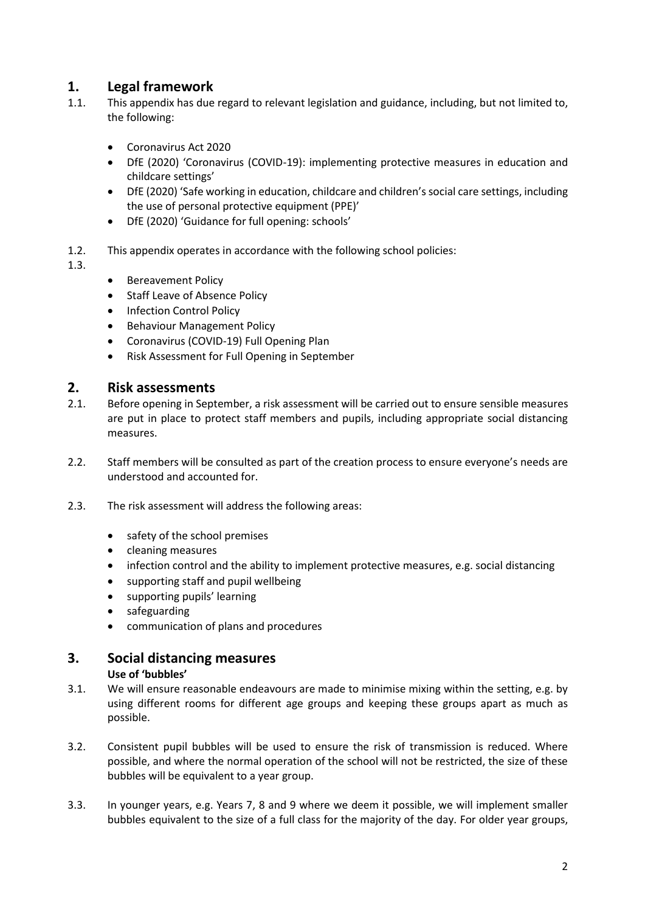## 1. Legal framework

1.1. This appendix has due regard to relevant legislation and guidance, including, but not limited to, the following:

- Coronavirus Act 2020
- DfE (2020) 'Coronavirus (COVID-19): implementing protective measures in education and childcare settings'
- DfE (2020) 'Safe working in education, childcare and children's social care settings, including the use of personal protective equipment (PPE)'
- DfE (2020) 'Guidance for full opening: schools'

1.2. This appendix operates in accordance with the following school policies:

1.3.

- Bereavement Policy
- Staff Leave of Absence Policy
- Infection Control Policy
- Behaviour Management Policy
- Coronavirus (COVID-19) Full Opening Plan
- Risk Assessment for Full Opening in September

## 2. Risk assessments

2.1. Before opening in September, a risk assessment will be carried out to ensure sensible measures are put in place to protect staff members and pupils, including appropriate social distancing measures.

2.2. Staff members will be consulted as part of the creation process to ensure everyone's needs are understood and accounted for.

2.3. The risk assessment will address the following areas:

- safety of the school premises
- cleaning measures
- infection control and the ability to implement protective measures, e.g. social distancing
- supporting staff and pupil wellbeing
- supporting pupils' learning
- safeguarding
- communication of plans and procedures

## 3. Social distancing measures

**Use of 'bubbles'**

3.1. We will ensure reasonable endeavours are made to minimise mixing within the setting, e.g. by using different rooms for different age groups and keeping these groups apart as much as possible.

3.2. Consistent pupil bubbles will be used to ensure the risk of transmission is reduced. Where possible, and where the normal operation of the school will not be restricted, the size of these bubbles will be equivalent to a year group.

3.3. In younger years, e.g. Years 7, 8 and 9 where we deem it possible, we will implement smaller bubbles equivalent to the size of a full class for the majority of the day. For older year groups,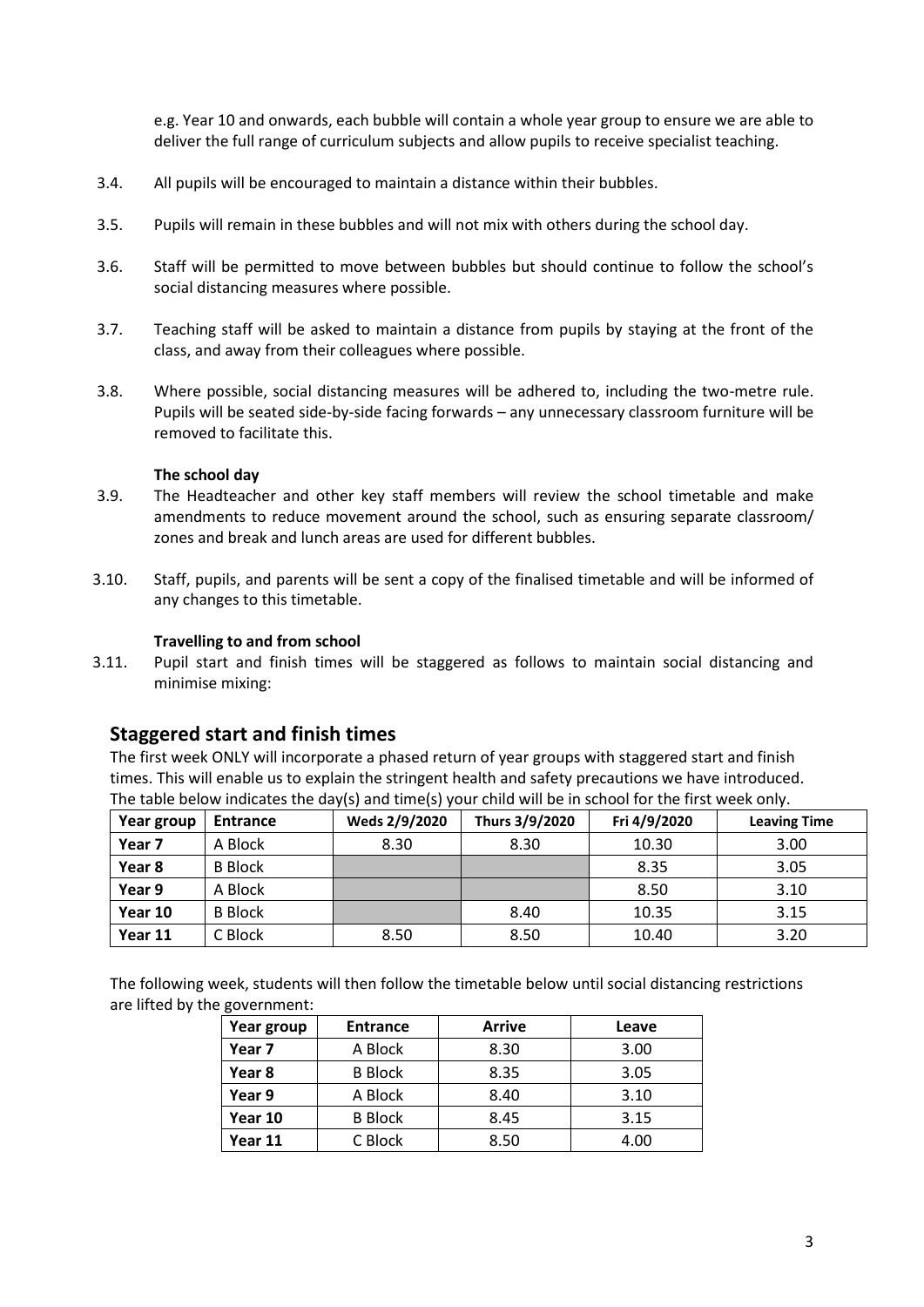e.g. Year 10 and onwards, each bubble will contain a whole year group to ensure we are able to deliver the full range of curriculum subjects and allow pupils to receive specialist teaching.

3.4. All pupils will be encouraged to maintain a distance within their bubbles.

3.5. Pupils will remain in these bubbles and will not mix with others during the school day.

3.6. Staff will be permitted to move between bubbles but should continue to follow the school's social distancing measures where possible.

3.7. Teaching staff will be asked to maintain a distance from pupils by staying at the front of the class, and away from their colleagues where possible.

3.8. Where possible, social distancing measures will be adhered to, including the two-metre rule. Pupils will be seated side-by-side facing forwards – any unnecessary classroom furniture will be removed to facilitate this.

**The school day**

3.9. The Headteacher and other key staff members will review the school timetable and make amendments to reduce movement around the school, such as ensuring separate classroom/ zones and break and lunch areas are used for different bubbles.

3.10. Staff, pupils, and parents will be sent a copy of the finalised timetable and will be informed of any changes to this timetable.

**Travelling to and from school**

3.11. Pupil start and finish times will be staggered as follows to maintain social distancing and minimise mixing:

## Staggered start and finish times

The first week ONLY will incorporate a phased return of year groups with staggered start and finish times. This will enable us to explain the stringent health and safety precautions we have introduced. The table below indicates the day(s) and time(s) your child will be in school for the first week only.

| Year group | Entrance | Weds 2/9/2020 | Thurs 3/9/2020 | Fri 4/9/2020 | Leaving Time |
|---|---|---|---|---|---|
| Year 7 | A Block | 8.30 | 8.30 | 10.30 | 3.00 |
| Year 8 | B Block | | | 8.35 | 3.05 |
| Year 9 | A Block | | | 8.50 | 3.10 |
| Year 10 | B Block | | 8.40 | 10.35 | 3.15 |
| Year 11 | C Block | 8.50 | 8.50 | 10.40 | 3.20 |

The following week, students will then follow the timetable below until social distancing restrictions are lifted by the government:

| Year group | Entrance | Arrive | Leave |
|---|---|---|---|
| Year 7 | A Block | 8.30 | 3.00 |
| Year 8 | B Block | 8.35 | 3.05 |
| Year 9 | A Block | 8.40 | 3.10 |
| Year 10 | B Block | 8.45 | 3.15 |
| Year 11 | C Block | 8.50 | 4.00 |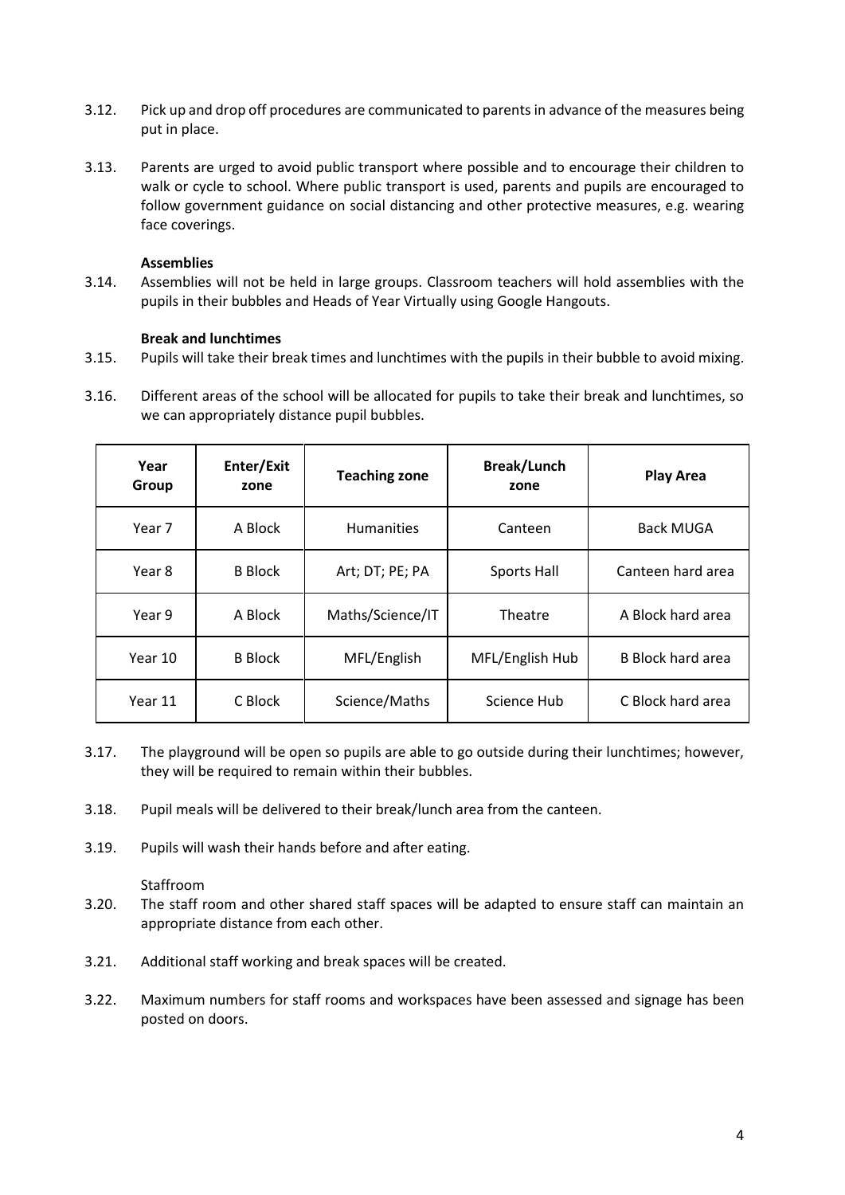3.12. Pick up and drop off procedures are communicated to parents in advance of the measures being put in place.

3.13. Parents are urged to avoid public transport where possible and to encourage their children to walk or cycle to school. Where public transport is used, parents and pupils are encouraged to follow government guidance on social distancing and other protective measures, e.g. wearing face coverings.

**Assemblies**

3.14. Assemblies will not be held in large groups. Classroom teachers will hold assemblies with the pupils in their bubbles and Heads of Year Virtually using Google Hangouts.

**Break and lunchtimes**

3.15. Pupils will take their break times and lunchtimes with the pupils in their bubble to avoid mixing.

3.16. Different areas of the school will be allocated for pupils to take their break and lunchtimes, so we can appropriately distance pupil bubbles.

| Year Group | Enter/Exit zone | Teaching zone | Break/Lunch zone | Play Area |
|---|---|---|---|---|
| Year 7 | A Block | Humanities | Canteen | Back MUGA |
| Year 8 | B Block | Art; DT; PE; PA | Sports Hall | Canteen hard area |
| Year 9 | A Block | Maths/Science/IT | Theatre | A Block hard area |
| Year 10 | B Block | MFL/English | MFL/English Hub | B Block hard area |
| Year 11 | C Block | Science/Maths | Science Hub | C Block hard area |

3.17. The playground will be open so pupils are able to go outside during their lunchtimes; however, they will be required to remain within their bubbles.

3.18. Pupil meals will be delivered to their break/lunch area from the canteen.

3.19. Pupils will wash their hands before and after eating.

Staffroom

3.20. The staff room and other shared staff spaces will be adapted to ensure staff can maintain an appropriate distance from each other.

3.21. Additional staff working and break spaces will be created.

3.22. Maximum numbers for staff rooms and workspaces have been assessed and signage has been posted on doors.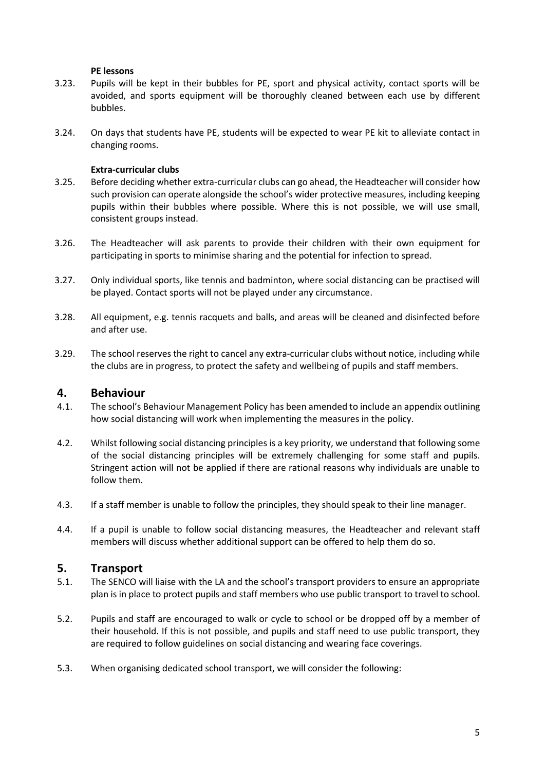**PE lessons**

3.23. Pupils will be kept in their bubbles for PE, sport and physical activity, contact sports will be avoided, and sports equipment will be thoroughly cleaned between each use by different bubbles.

3.24. On days that students have PE, students will be expected to wear PE kit to alleviate contact in changing rooms.

**Extra-curricular clubs**

3.25. Before deciding whether extra-curricular clubs can go ahead, the Headteacher will consider how such provision can operate alongside the school's wider protective measures, including keeping pupils within their bubbles where possible. Where this is not possible, we will use small, consistent groups instead.

3.26. The Headteacher will ask parents to provide their children with their own equipment for participating in sports to minimise sharing and the potential for infection to spread.

3.27. Only individual sports, like tennis and badminton, where social distancing can be practised will be played. Contact sports will not be played under any circumstance.

3.28. All equipment, e.g. tennis racquets and balls, and areas will be cleaned and disinfected before and after use.

3.29. The school reserves the right to cancel any extra-curricular clubs without notice, including while the clubs are in progress, to protect the safety and wellbeing of pupils and staff members.

## 4. Behaviour

4.1. The school's Behaviour Management Policy has been amended to include an appendix outlining how social distancing will work when implementing the measures in the policy.

4.2. Whilst following social distancing principles is a key priority, we understand that following some of the social distancing principles will be extremely challenging for some staff and pupils. Stringent action will not be applied if there are rational reasons why individuals are unable to follow them.

4.3. If a staff member is unable to follow the principles, they should speak to their line manager.

4.4. If a pupil is unable to follow social distancing measures, the Headteacher and relevant staff members will discuss whether additional support can be offered to help them do so.

## 5. Transport

5.1. The SENCO will liaise with the LA and the school's transport providers to ensure an appropriate plan is in place to protect pupils and staff members who use public transport to travel to school.

5.2. Pupils and staff are encouraged to walk or cycle to school or be dropped off by a member of their household. If this is not possible, and pupils and staff need to use public transport, they are required to follow guidelines on social distancing and wearing face coverings.

5.3. When organising dedicated school transport, we will consider the following: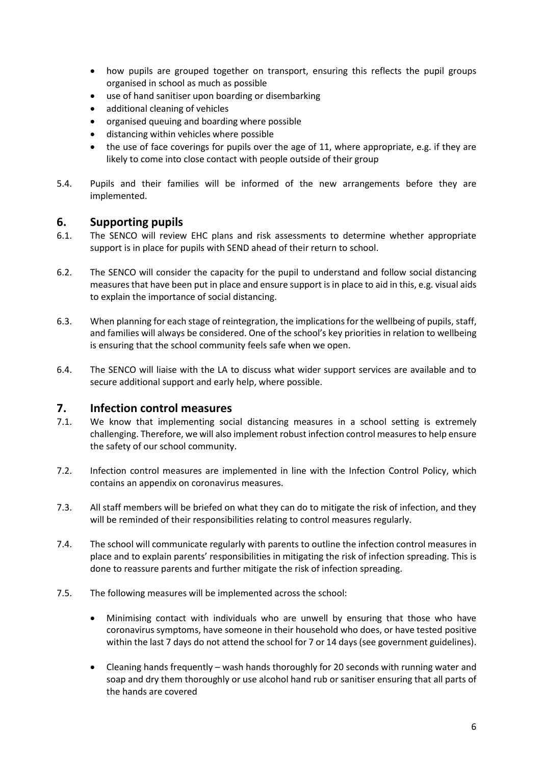- how pupils are grouped together on transport, ensuring this reflects the pupil groups organised in school as much as possible
- use of hand sanitiser upon boarding or disembarking
- additional cleaning of vehicles
- organised queuing and boarding where possible
- distancing within vehicles where possible
- the use of face coverings for pupils over the age of 11, where appropriate, e.g. if they are likely to come into close contact with people outside of their group

5.4. Pupils and their families will be informed of the new arrangements before they are implemented.

## 6. Supporting pupils

6.1. The SENCO will review EHC plans and risk assessments to determine whether appropriate support is in place for pupils with SEND ahead of their return to school.

6.2. The SENCO will consider the capacity for the pupil to understand and follow social distancing measures that have been put in place and ensure support is in place to aid in this, e.g. visual aids to explain the importance of social distancing.

6.3. When planning for each stage of reintegration, the implications for the wellbeing of pupils, staff, and families will always be considered. One of the school's key priorities in relation to wellbeing is ensuring that the school community feels safe when we open.

6.4. The SENCO will liaise with the LA to discuss what wider support services are available and to secure additional support and early help, where possible.

## 7. Infection control measures

7.1. We know that implementing social distancing measures in a school setting is extremely challenging. Therefore, we will also implement robust infection control measures to help ensure the safety of our school community.

7.2. Infection control measures are implemented in line with the Infection Control Policy, which contains an appendix on coronavirus measures.

7.3. All staff members will be briefed on what they can do to mitigate the risk of infection, and they will be reminded of their responsibilities relating to control measures regularly.

7.4. The school will communicate regularly with parents to outline the infection control measures in place and to explain parents' responsibilities in mitigating the risk of infection spreading. This is done to reassure parents and further mitigate the risk of infection spreading.

7.5. The following measures will be implemented across the school:

- Minimising contact with individuals who are unwell by ensuring that those who have coronavirus symptoms, have someone in their household who does, or have tested positive within the last 7 days do not attend the school for 7 or 14 days (see government guidelines).

- Cleaning hands frequently – wash hands thoroughly for 20 seconds with running water and soap and dry them thoroughly or use alcohol hand rub or sanitiser ensuring that all parts of the hands are covered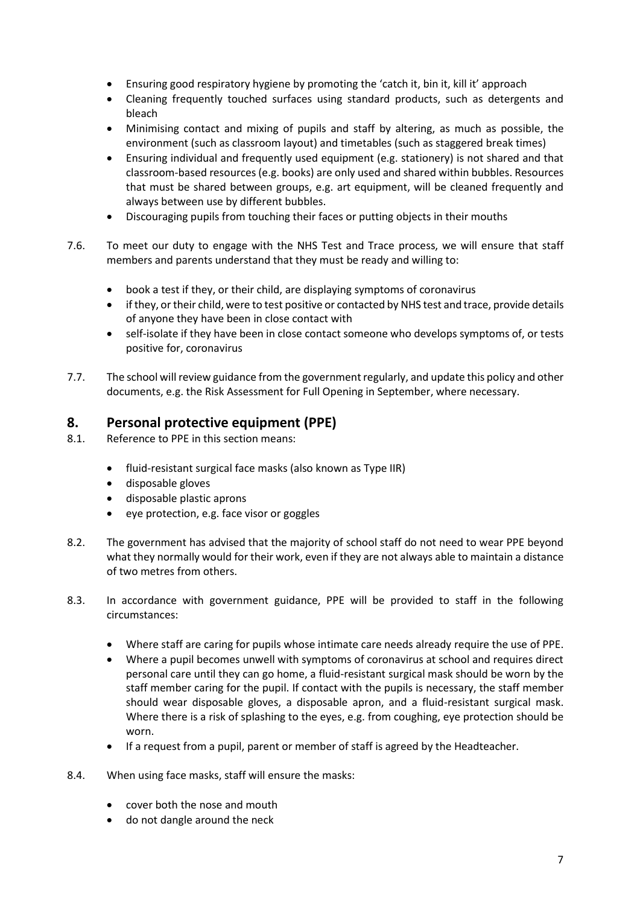- Ensuring good respiratory hygiene by promoting the 'catch it, bin it, kill it' approach
- Cleaning frequently touched surfaces using standard products, such as detergents and bleach
- Minimising contact and mixing of pupils and staff by altering, as much as possible, the environment (such as classroom layout) and timetables (such as staggered break times)
- Ensuring individual and frequently used equipment (e.g. stationery) is not shared and that classroom-based resources (e.g. books) are only used and shared within bubbles. Resources that must be shared between groups, e.g. art equipment, will be cleaned frequently and always between use by different bubbles.
- Discouraging pupils from touching their faces or putting objects in their mouths

7.6. To meet our duty to engage with the NHS Test and Trace process, we will ensure that staff members and parents understand that they must be ready and willing to:

- book a test if they, or their child, are displaying symptoms of coronavirus
- if they, or their child, were to test positive or contacted by NHS test and trace, provide details of anyone they have been in close contact with
- self-isolate if they have been in close contact someone who develops symptoms of, or tests positive for, coronavirus

7.7. The school will review guidance from the government regularly, and update this policy and other documents, e.g. the Risk Assessment for Full Opening in September, where necessary.

## 8. Personal protective equipment (PPE)

8.1. Reference to PPE in this section means:

- fluid-resistant surgical face masks (also known as Type IIR)
- disposable gloves
- disposable plastic aprons
- eye protection, e.g. face visor or goggles

8.2. The government has advised that the majority of school staff do not need to wear PPE beyond what they normally would for their work, even if they are not always able to maintain a distance of two metres from others.

8.3. In accordance with government guidance, PPE will be provided to staff in the following circumstances:

- Where staff are caring for pupils whose intimate care needs already require the use of PPE.
- Where a pupil becomes unwell with symptoms of coronavirus at school and requires direct personal care until they can go home, a fluid-resistant surgical mask should be worn by the staff member caring for the pupil. If contact with the pupils is necessary, the staff member should wear disposable gloves, a disposable apron, and a fluid-resistant surgical mask. Where there is a risk of splashing to the eyes, e.g. from coughing, eye protection should be worn.
- If a request from a pupil, parent or member of staff is agreed by the Headteacher.

8.4. When using face masks, staff will ensure the masks:

- cover both the nose and mouth
- do not dangle around the neck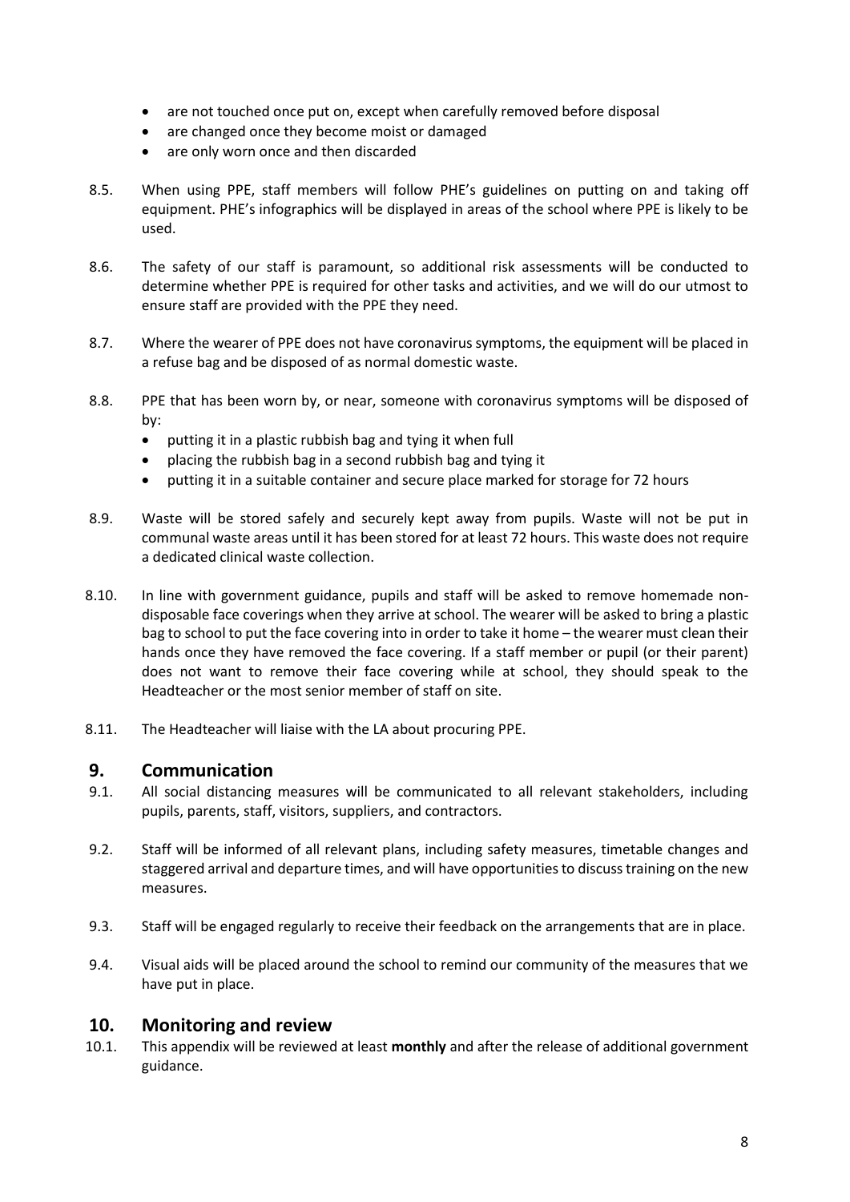- are not touched once put on, except when carefully removed before disposal
- are changed once they become moist or damaged
- are only worn once and then discarded

8.5. When using PPE, staff members will follow PHE's guidelines on putting on and taking off equipment. PHE's infographics will be displayed in areas of the school where PPE is likely to be used.

8.6. The safety of our staff is paramount, so additional risk assessments will be conducted to determine whether PPE is required for other tasks and activities, and we will do our utmost to ensure staff are provided with the PPE they need.

8.7. Where the wearer of PPE does not have coronavirus symptoms, the equipment will be placed in a refuse bag and be disposed of as normal domestic waste.

8.8. PPE that has been worn by, or near, someone with coronavirus symptoms will be disposed of by:
- putting it in a plastic rubbish bag and tying it when full
- placing the rubbish bag in a second rubbish bag and tying it
- putting it in a suitable container and secure place marked for storage for 72 hours

8.9. Waste will be stored safely and securely kept away from pupils. Waste will not be put in communal waste areas until it has been stored for at least 72 hours. This waste does not require a dedicated clinical waste collection.

8.10. In line with government guidance, pupils and staff will be asked to remove homemade non-disposable face coverings when they arrive at school. The wearer will be asked to bring a plastic bag to school to put the face covering into in order to take it home – the wearer must clean their hands once they have removed the face covering. If a staff member or pupil (or their parent) does not want to remove their face covering while at school, they should speak to the Headteacher or the most senior member of staff on site.

8.11. The Headteacher will liaise with the LA about procuring PPE.

## 9. Communication

9.1. All social distancing measures will be communicated to all relevant stakeholders, including pupils, parents, staff, visitors, suppliers, and contractors.

9.2. Staff will be informed of all relevant plans, including safety measures, timetable changes and staggered arrival and departure times, and will have opportunities to discuss training on the new measures.

9.3. Staff will be engaged regularly to receive their feedback on the arrangements that are in place.

9.4. Visual aids will be placed around the school to remind our community of the measures that we have put in place.

## 10. Monitoring and review

10.1. This appendix will be reviewed at least **monthly** and after the release of additional government guidance.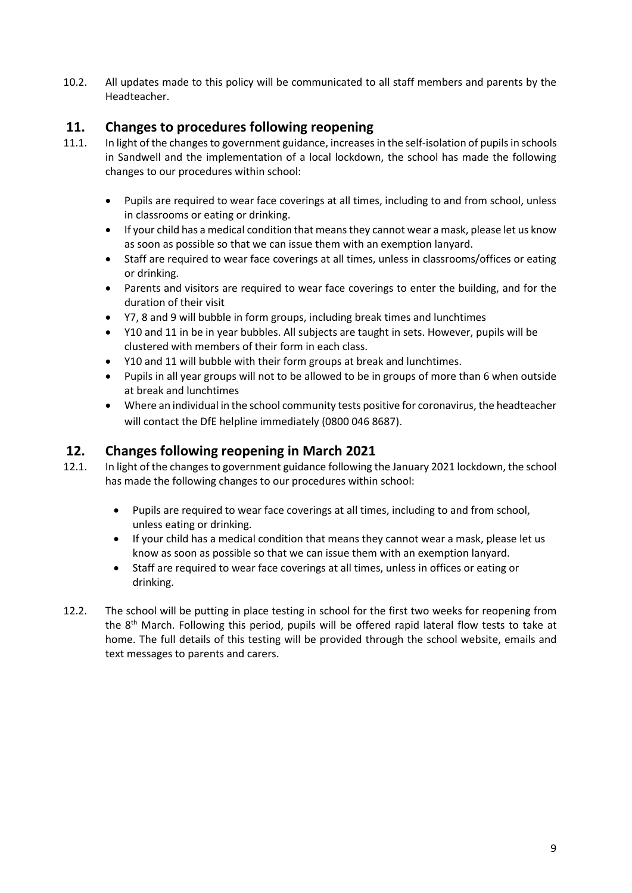10.2. All updates made to this policy will be communicated to all staff members and parents by the Headteacher.

## 11. Changes to procedures following reopening

11.1. In light of the changes to government guidance, increases in the self-isolation of pupils in schools in Sandwell and the implementation of a local lockdown, the school has made the following changes to our procedures within school:

- Pupils are required to wear face coverings at all times, including to and from school, unless in classrooms or eating or drinking.
- If your child has a medical condition that means they cannot wear a mask, please let us know as soon as possible so that we can issue them with an exemption lanyard.
- Staff are required to wear face coverings at all times, unless in classrooms/offices or eating or drinking.
- Parents and visitors are required to wear face coverings to enter the building, and for the duration of their visit
- Y7, 8 and 9 will bubble in form groups, including break times and lunchtimes
- Y10 and 11 in be in year bubbles. All subjects are taught in sets. However, pupils will be clustered with members of their form in each class.
- Y10 and 11 will bubble with their form groups at break and lunchtimes.
- Pupils in all year groups will not to be allowed to be in groups of more than 6 when outside at break and lunchtimes
- Where an individual in the school community tests positive for coronavirus, the headteacher will contact the DfE helpline immediately (0800 046 8687).

## 12. Changes following reopening in March 2021

12.1. In light of the changes to government guidance following the January 2021 lockdown, the school has made the following changes to our procedures within school:

- Pupils are required to wear face coverings at all times, including to and from school, unless eating or drinking.
- If your child has a medical condition that means they cannot wear a mask, please let us know as soon as possible so that we can issue them with an exemption lanyard.
- Staff are required to wear face coverings at all times, unless in offices or eating or drinking.

12.2. The school will be putting in place testing in school for the first two weeks for reopening from the 8th March. Following this period, pupils will be offered rapid lateral flow tests to take at home. The full details of this testing will be provided through the school website, emails and text messages to parents and carers.